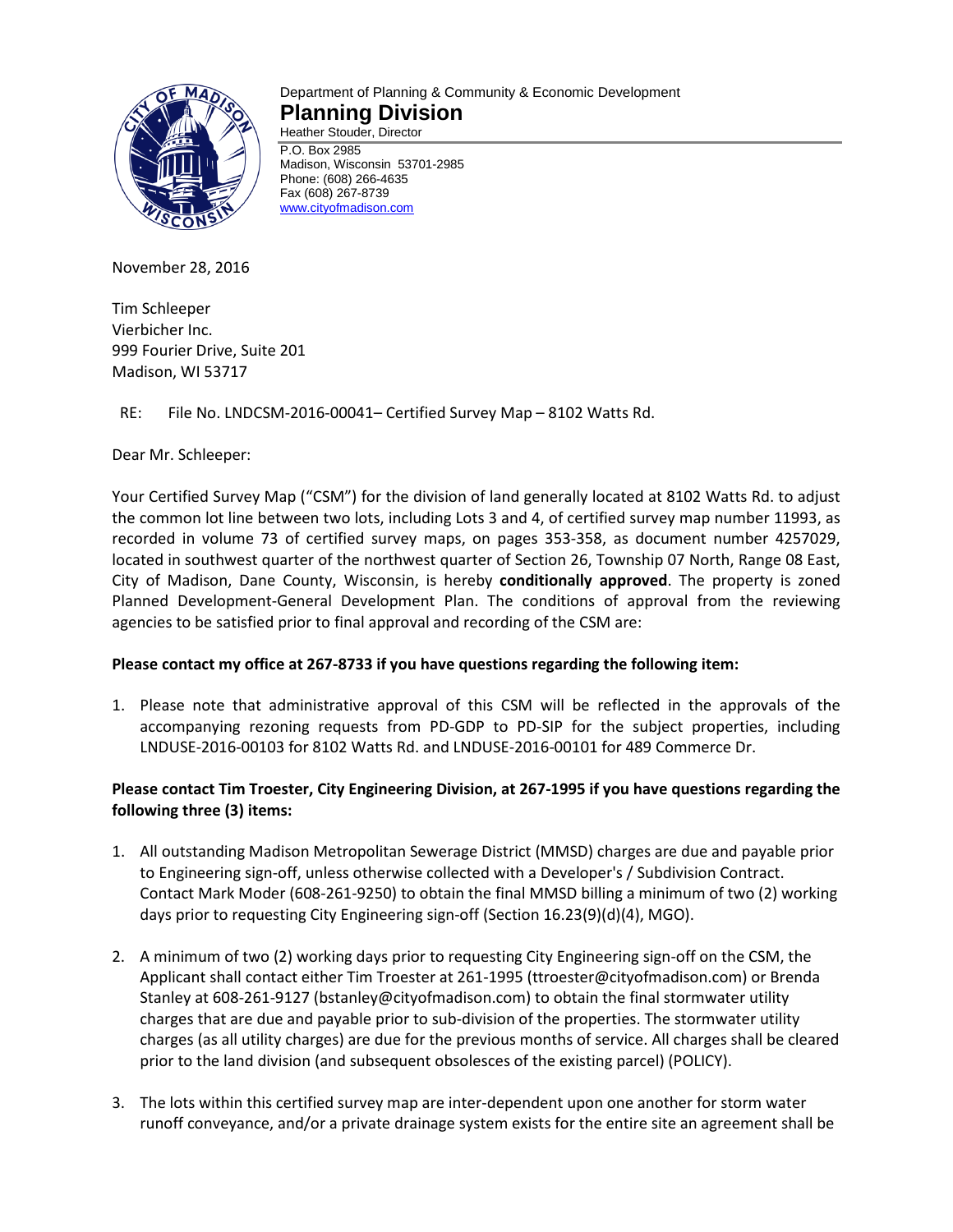Department of Planning & Community & Economic Development

**Planning Division**

Heather Stouder, Director

P.O. Box 2985
Madison, Wisconsin 53701-2985
Phone: (608) 266-4635
Fax (608) 267-8739
www.cityofmadison.com

November 28, 2016

Tim Schleeper
Vierbicher Inc.
999 Fourier Drive, Suite 201
Madison, WI 53717

RE: File No. LNDCSM-2016-00041– Certified Survey Map – 8102 Watts Rd.

Dear Mr. Schleeper:

Your Certified Survey Map ("CSM") for the division of land generally located at 8102 Watts Rd. to adjust the common lot line between two lots, including Lots 3 and 4, of certified survey map number 11993, as recorded in volume 73 of certified survey maps, on pages 353-358, as document number 4257029, located in southwest quarter of the northwest quarter of Section 26, Township 07 North, Range 08 East, City of Madison, Dane County, Wisconsin, is hereby **conditionally approved**. The property is zoned Planned Development-General Development Plan. The conditions of approval from the reviewing agencies to be satisfied prior to final approval and recording of the CSM are:

**Please contact my office at 267-8733 if you have questions regarding the following item:**

1. Please note that administrative approval of this CSM will be reflected in the approvals of the accompanying rezoning requests from PD-GDP to PD-SIP for the subject properties, including LNDUSE-2016-00103 for 8102 Watts Rd. and LNDUSE-2016-00101 for 489 Commerce Dr.

**Please contact Tim Troester, City Engineering Division, at 267-1995 if you have questions regarding the following three (3) items:**

1. All outstanding Madison Metropolitan Sewerage District (MMSD) charges are due and payable prior to Engineering sign-off, unless otherwise collected with a Developer's / Subdivision Contract. Contact Mark Moder (608-261-9250) to obtain the final MMSD billing a minimum of two (2) working days prior to requesting City Engineering sign-off (Section 16.23(9)(d)(4), MGO).

2. A minimum of two (2) working days prior to requesting City Engineering sign-off on the CSM, the Applicant shall contact either Tim Troester at 261-1995 (ttroester@cityofmadison.com) or Brenda Stanley at 608-261-9127 (bstanley@cityofmadison.com) to obtain the final stormwater utility charges that are due and payable prior to sub-division of the properties. The stormwater utility charges (as all utility charges) are due for the previous months of service. All charges shall be cleared prior to the land division (and subsequent obsolesces of the existing parcel) (POLICY).

3. The lots within this certified survey map are inter-dependent upon one another for storm water runoff conveyance, and/or a private drainage system exists for the entire site an agreement shall be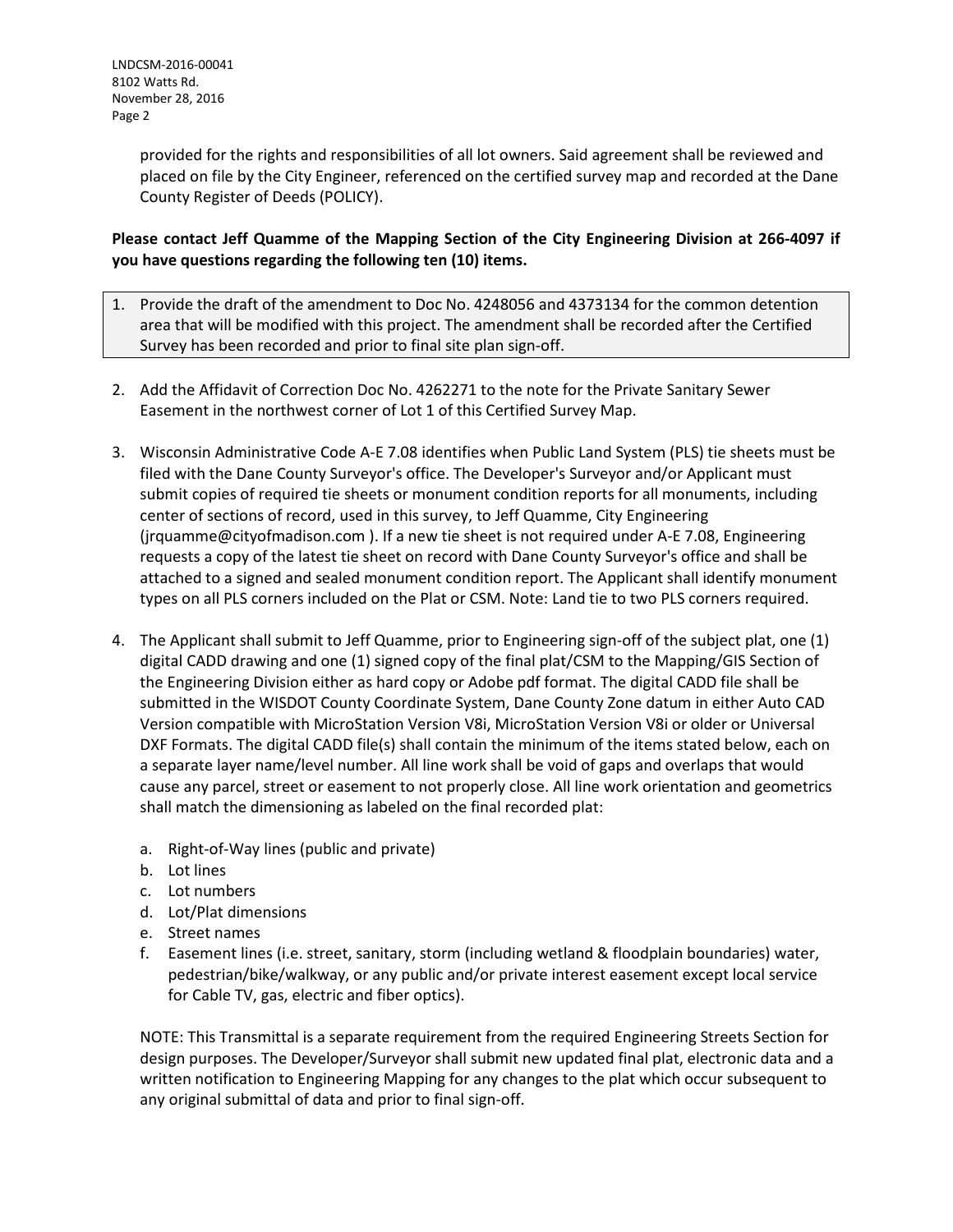provided for the rights and responsibilities of all lot owners. Said agreement shall be reviewed and placed on file by the City Engineer, referenced on the certified survey map and recorded at the Dane County Register of Deeds (POLICY).

**Please contact Jeff Quamme of the Mapping Section of the City Engineering Division at 266-4097 if you have questions regarding the following ten (10) items.**

1. Provide the draft of the amendment to Doc No. 4248056 and 4373134 for the common detention area that will be modified with this project. The amendment shall be recorded after the Certified Survey has been recorded and prior to final site plan sign-off.

2. Add the Affidavit of Correction Doc No. 4262271 to the note for the Private Sanitary Sewer Easement in the northwest corner of Lot 1 of this Certified Survey Map.

3. Wisconsin Administrative Code A-E 7.08 identifies when Public Land System (PLS) tie sheets must be filed with the Dane County Surveyor's office. The Developer's Surveyor and/or Applicant must submit copies of required tie sheets or monument condition reports for all monuments, including center of sections of record, used in this survey, to Jeff Quamme, City Engineering (jrquamme@cityofmadison.com ). If a new tie sheet is not required under A-E 7.08, Engineering requests a copy of the latest tie sheet on record with Dane County Surveyor's office and shall be attached to a signed and sealed monument condition report. The Applicant shall identify monument types on all PLS corners included on the Plat or CSM. Note: Land tie to two PLS corners required.

4. The Applicant shall submit to Jeff Quamme, prior to Engineering sign-off of the subject plat, one (1) digital CADD drawing and one (1) signed copy of the final plat/CSM to the Mapping/GIS Section of the Engineering Division either as hard copy or Adobe pdf format. The digital CADD file shall be submitted in the WISDOT County Coordinate System, Dane County Zone datum in either Auto CAD Version compatible with MicroStation Version V8i, MicroStation Version V8i or older or Universal DXF Formats. The digital CADD file(s) shall contain the minimum of the items stated below, each on a separate layer name/level number. All line work shall be void of gaps and overlaps that would cause any parcel, street or easement to not properly close. All line work orientation and geometrics shall match the dimensioning as labeled on the final recorded plat:

   a. Right-of-Way lines (public and private)
   b. Lot lines
   c. Lot numbers
   d. Lot/Plat dimensions
   e. Street names
   f. Easement lines (i.e. street, sanitary, storm (including wetland & floodplain boundaries) water, pedestrian/bike/walkway, or any public and/or private interest easement except local service for Cable TV, gas, electric and fiber optics).

   NOTE: This Transmittal is a separate requirement from the required Engineering Streets Section for design purposes. The Developer/Surveyor shall submit new updated final plat, electronic data and a written notification to Engineering Mapping for any changes to the plat which occur subsequent to any original submittal of data and prior to final sign-off.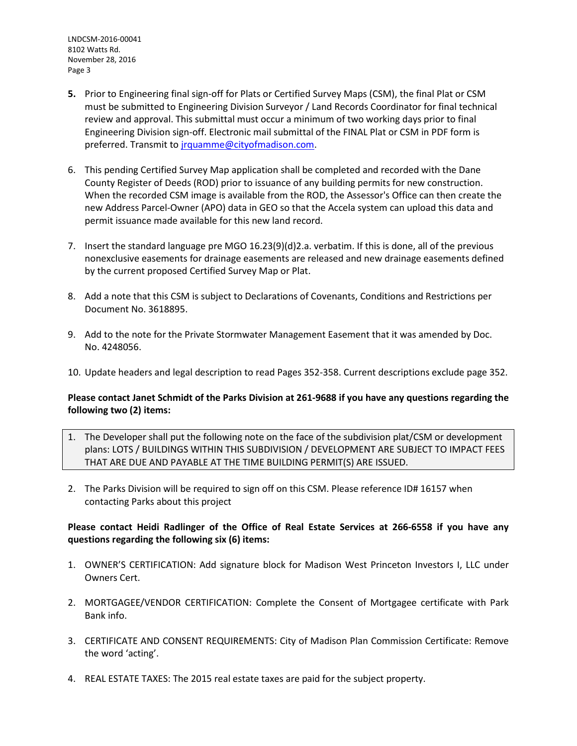5. Prior to Engineering final sign-off for Plats or Certified Survey Maps (CSM), the final Plat or CSM must be submitted to Engineering Division Surveyor / Land Records Coordinator for final technical review and approval. This submittal must occur a minimum of two working days prior to final Engineering Division sign-off. Electronic mail submittal of the FINAL Plat or CSM in PDF form is preferred. Transmit to jrquamme@cityofmadison.com.

6. This pending Certified Survey Map application shall be completed and recorded with the Dane County Register of Deeds (ROD) prior to issuance of any building permits for new construction. When the recorded CSM image is available from the ROD, the Assessor's Office can then create the new Address Parcel-Owner (APO) data in GEO so that the Accela system can upload this data and permit issuance made available for this new land record.

7. Insert the standard language pre MGO 16.23(9)(d)2.a. verbatim. If this is done, all of the previous nonexclusive easements for drainage easements are released and new drainage easements defined by the current proposed Certified Survey Map or Plat.

8. Add a note that this CSM is subject to Declarations of Covenants, Conditions and Restrictions per Document No. 3618895.

9. Add to the note for the Private Stormwater Management Easement that it was amended by Doc. No. 4248056.

10. Update headers and legal description to read Pages 352-358. Current descriptions exclude page 352.

**Please contact Janet Schmidt of the Parks Division at 261-9688 if you have any questions regarding the following two (2) items:**

1. The Developer shall put the following note on the face of the subdivision plat/CSM or development plans: LOTS / BUILDINGS WITHIN THIS SUBDIVISION / DEVELOPMENT ARE SUBJECT TO IMPACT FEES THAT ARE DUE AND PAYABLE AT THE TIME BUILDING PERMIT(S) ARE ISSUED.

2. The Parks Division will be required to sign off on this CSM. Please reference ID# 16157 when contacting Parks about this project

**Please contact Heidi Radlinger of the Office of Real Estate Services at 266-6558 if you have any questions regarding the following six (6) items:**

1. OWNER'S CERTIFICATION: Add signature block for Madison West Princeton Investors I, LLC under Owners Cert.

2. MORTGAGEE/VENDOR CERTIFICATION: Complete the Consent of Mortgagee certificate with Park Bank info.

3. CERTIFICATE AND CONSENT REQUIREMENTS: City of Madison Plan Commission Certificate: Remove the word 'acting'.

4. REAL ESTATE TAXES: The 2015 real estate taxes are paid for the subject property.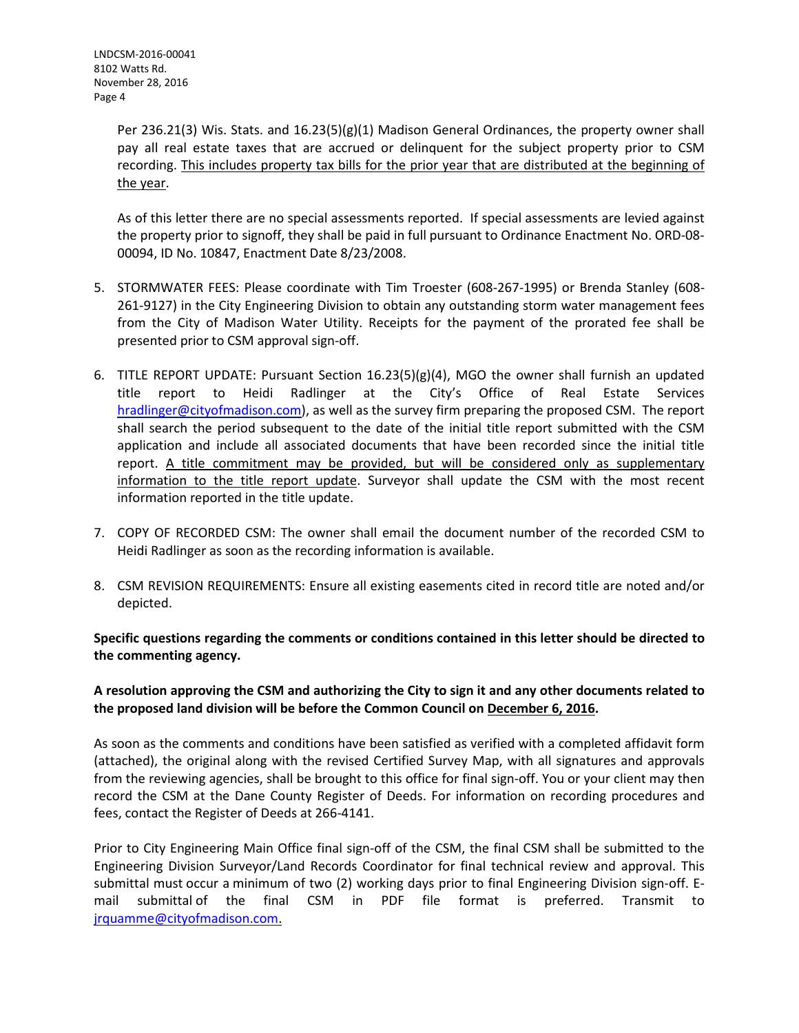Per 236.21(3) Wis. Stats. and 16.23(5)(g)(1) Madison General Ordinances, the property owner shall pay all real estate taxes that are accrued or delinquent for the subject property prior to CSM recording. This includes property tax bills for the prior year that are distributed at the beginning of the year.

As of this letter there are no special assessments reported. If special assessments are levied against the property prior to signoff, they shall be paid in full pursuant to Ordinance Enactment No. ORD-08-00094, ID No. 10847, Enactment Date 8/23/2008.

5. STORMWATER FEES: Please coordinate with Tim Troester (608-267-1995) or Brenda Stanley (608-261-9127) in the City Engineering Division to obtain any outstanding storm water management fees from the City of Madison Water Utility. Receipts for the payment of the prorated fee shall be presented prior to CSM approval sign-off.

6. TITLE REPORT UPDATE: Pursuant Section 16.23(5)(g)(4), MGO the owner shall furnish an updated title report to Heidi Radlinger at the City's Office of Real Estate Services hradlinger@cityofmadison.com), as well as the survey firm preparing the proposed CSM. The report shall search the period subsequent to the date of the initial title report submitted with the CSM application and include all associated documents that have been recorded since the initial title report. A title commitment may be provided, but will be considered only as supplementary information to the title report update. Surveyor shall update the CSM with the most recent information reported in the title update.

7. COPY OF RECORDED CSM: The owner shall email the document number of the recorded CSM to Heidi Radlinger as soon as the recording information is available.

8. CSM REVISION REQUIREMENTS: Ensure all existing easements cited in record title are noted and/or depicted.

**Specific questions regarding the comments or conditions contained in this letter should be directed to the commenting agency.**

**A resolution approving the CSM and authorizing the City to sign it and any other documents related to the proposed land division will be before the Common Council on December 6, 2016.**

As soon as the comments and conditions have been satisfied as verified with a completed affidavit form (attached), the original along with the revised Certified Survey Map, with all signatures and approvals from the reviewing agencies, shall be brought to this office for final sign-off. You or your client may then record the CSM at the Dane County Register of Deeds. For information on recording procedures and fees, contact the Register of Deeds at 266-4141.

Prior to City Engineering Main Office final sign-off of the CSM, the final CSM shall be submitted to the Engineering Division Surveyor/Land Records Coordinator for final technical review and approval. This submittal must occur a minimum of two (2) working days prior to final Engineering Division sign-off. E-mail submittal of the final CSM in PDF file format is preferred. Transmit to jrquamme@cityofmadison.com.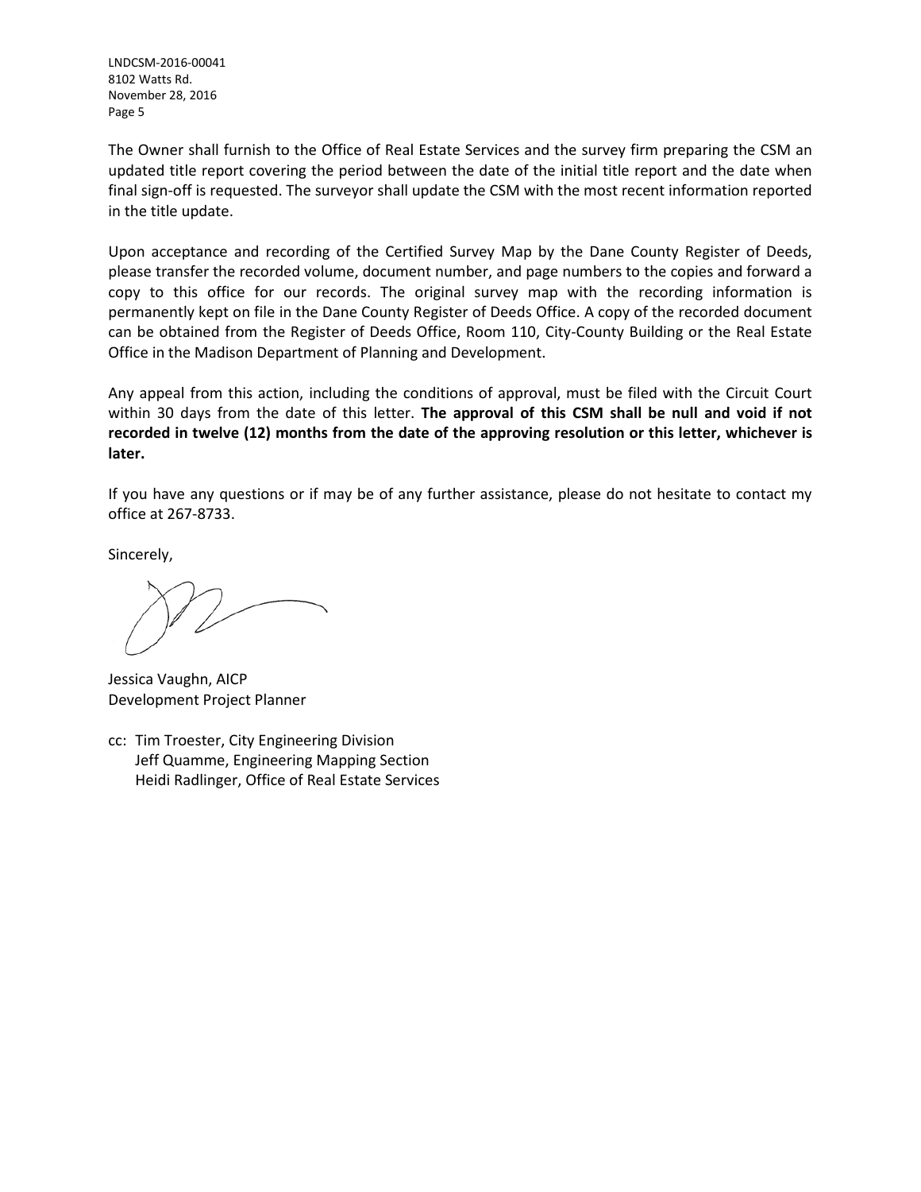The Owner shall furnish to the Office of Real Estate Services and the survey firm preparing the CSM an updated title report covering the period between the date of the initial title report and the date when final sign-off is requested. The surveyor shall update the CSM with the most recent information reported in the title update.

Upon acceptance and recording of the Certified Survey Map by the Dane County Register of Deeds, please transfer the recorded volume, document number, and page numbers to the copies and forward a copy to this office for our records. The original survey map with the recording information is permanently kept on file in the Dane County Register of Deeds Office. A copy of the recorded document can be obtained from the Register of Deeds Office, Room 110, City-County Building or the Real Estate Office in the Madison Department of Planning and Development.

Any appeal from this action, including the conditions of approval, must be filed with the Circuit Court within 30 days from the date of this letter. **The approval of this CSM shall be null and void if not recorded in twelve (12) months from the date of the approving resolution or this letter, whichever is later.**

If you have any questions or if may be of any further assistance, please do not hesitate to contact my office at 267-8733.

Sincerely,

Jessica Vaughn, AICP
Development Project Planner

cc: Tim Troester, City Engineering Division
Jeff Quamme, Engineering Mapping Section
Heidi Radlinger, Office of Real Estate Services